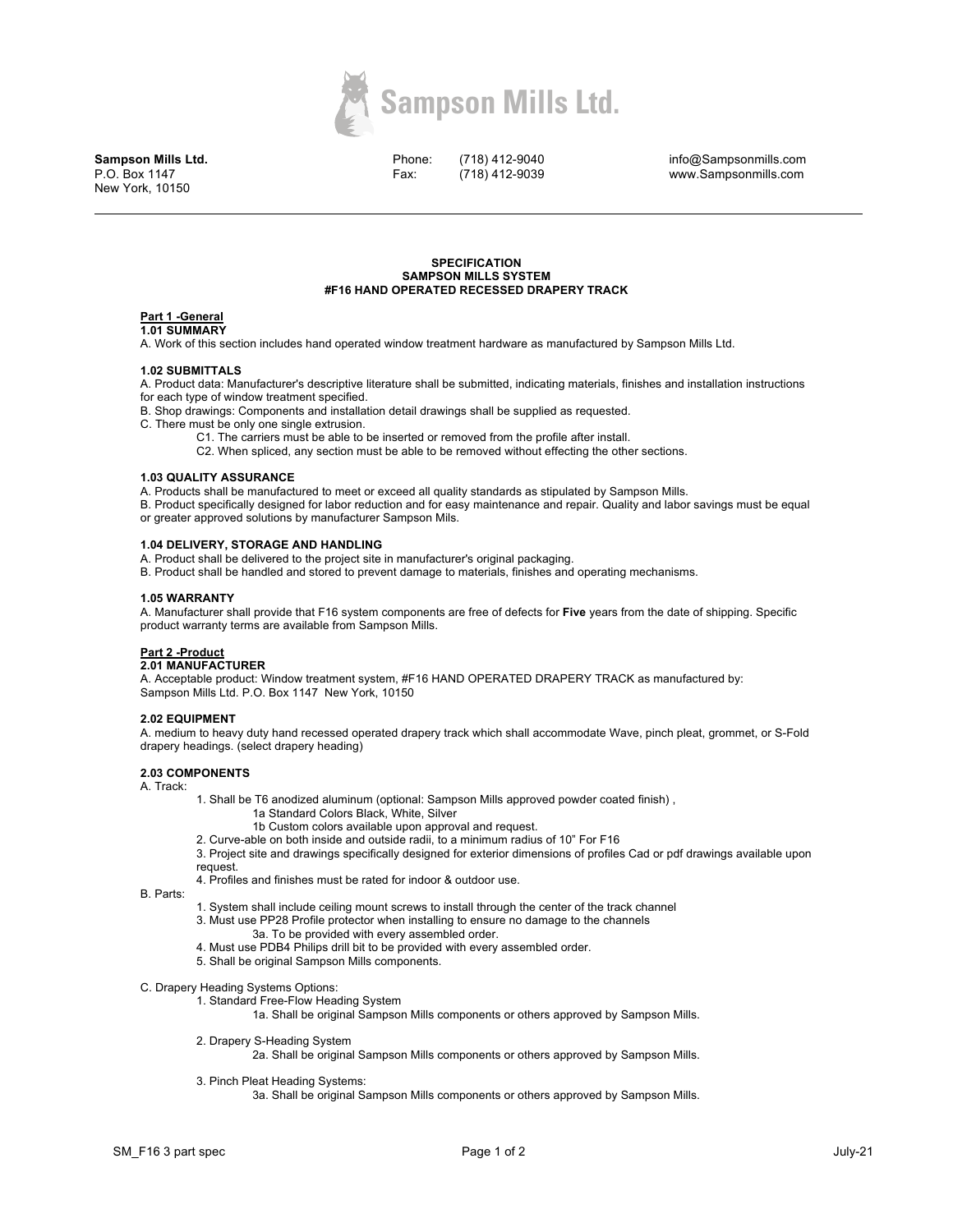**Sampson Mills Ltd.**
P.O. Box 1147
New York, 10150

Phone: (718) 412-9040
Fax: (718) 412-9039

info@Sampsonmills.com
www.Sampsonmills.com

---

**SPECIFICATION**
**SAMPSON MILLS SYSTEM**
**#F16 HAND OPERATED RECESSED DRAPERY TRACK**

## Part 1 -General

### 1.01 SUMMARY

A. Work of this section includes hand operated window treatment hardware as manufactured by Sampson Mills Ltd.

### 1.02 SUBMITTALS

A. Product data: Manufacturer's descriptive literature shall be submitted, indicating materials, finishes and installation instructions for each type of window treatment specified.

B. Shop drawings: Components and installation detail drawings shall be supplied as requested.

C. There must be only one single extrusion.

- C1. The carriers must be able to be inserted or removed from the profile after install.
- C2. When spliced, any section must be able to be removed without effecting the other sections.

### 1.03 QUALITY ASSURANCE

A. Products shall be manufactured to meet or exceed all quality standards as stipulated by Sampson Mills.

B. Product specifically designed for labor reduction and for easy maintenance and repair. Quality and labor savings must be equal or greater approved solutions by manufacturer Sampson Mils.

### 1.04 DELIVERY, STORAGE AND HANDLING

A. Product shall be delivered to the project site in manufacturer's original packaging.

B. Product shall be handled and stored to prevent damage to materials, finishes and operating mechanisms.

### 1.05 WARRANTY

A. Manufacturer shall provide that F16 system components are free of defects for **Five** years from the date of shipping. Specific product warranty terms are available from Sampson Mills.

## Part 2 -Product

### 2.01 MANUFACTURER

A. Acceptable product: Window treatment system, #F16 HAND OPERATED DRAPERY TRACK as manufactured by: Sampson Mills Ltd. P.O. Box 1147 New York, 10150

### 2.02 EQUIPMENT

A. medium to heavy duty hand recessed operated drapery track which shall accommodate Wave, pinch pleat, grommet, or S-Fold drapery headings. (select drapery heading)

### 2.03 COMPONENTS

A. Track:

- 1. Shall be T6 anodized aluminum (optional: Sampson Mills approved powder coated finish) ,
  - 1a Standard Colors Black, White, Silver
  - 1b Custom colors available upon approval and request.
- 2. Curve-able on both inside and outside radii, to a minimum radius of 10" For F16
- 3. Project site and drawings specifically designed for exterior dimensions of profiles Cad or pdf drawings available upon request.
- 4. Profiles and finishes must be rated for indoor & outdoor use.

B. Parts:

- 1. System shall include ceiling mount screws to install through the center of the track channel
- 3. Must use PP28 Profile protector when installing to ensure no damage to the channels
  - 3a. To be provided with every assembled order.
- 4. Must use PDB4 Philips drill bit to be provided with every assembled order.
- 5. Shall be original Sampson Mills components.

C. Drapery Heading Systems Options:

- 1. Standard Free-Flow Heading System
  - 1a. Shall be original Sampson Mills components or others approved by Sampson Mills.
- 2. Drapery S-Heading System
  - 2a. Shall be original Sampson Mills components or others approved by Sampson Mills.
- 3. Pinch Pleat Heading Systems:
  - 3a. Shall be original Sampson Mills components or others approved by Sampson Mills.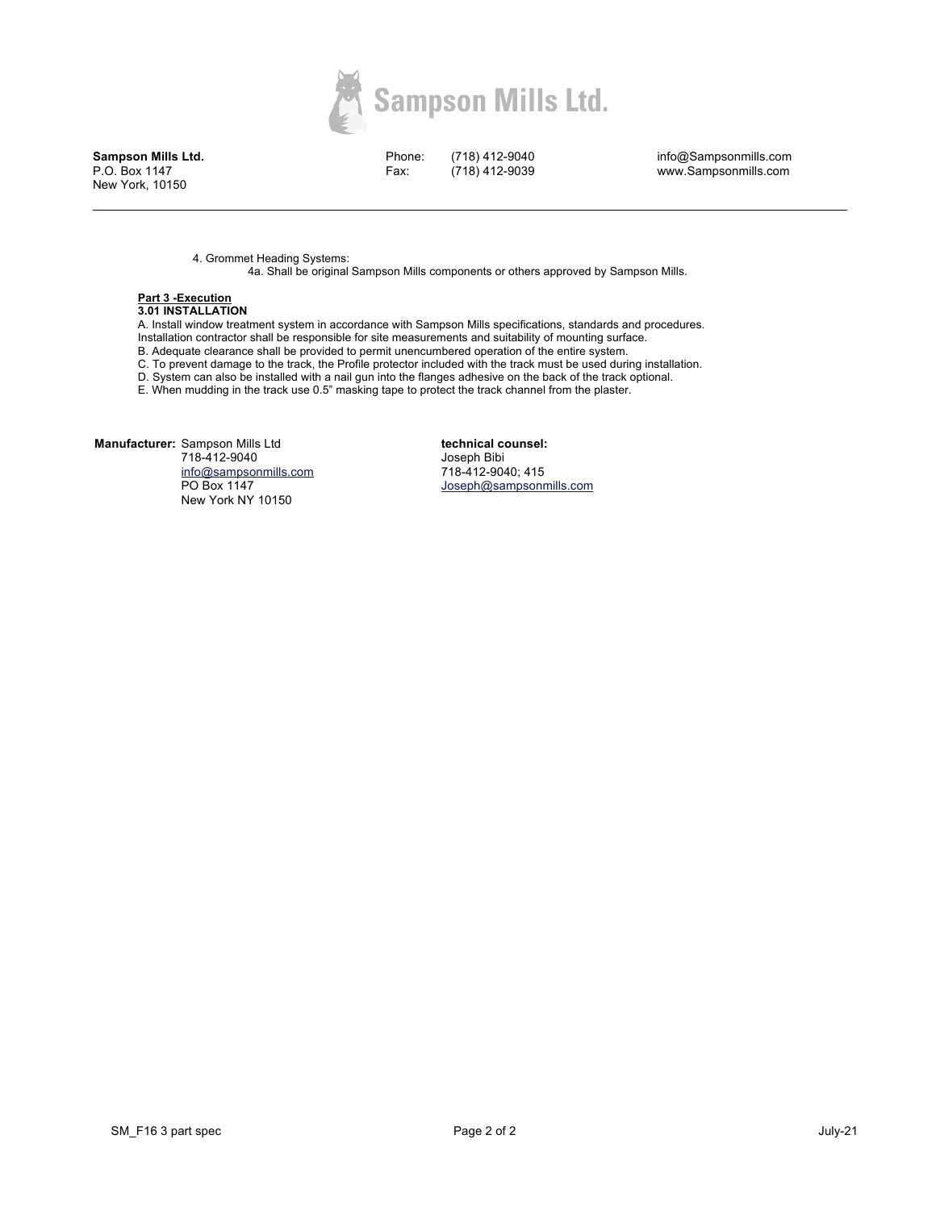4. Grommet Heading Systems:

    4a. Shall be original Sampson Mills components or others approved by Sampson Mills.

**Part 3 -Execution**

**3.01 INSTALLATION**

A. Install window treatment system in accordance with Sampson Mills specifications, standards and procedures. Installation contractor shall be responsible for site measurements and suitability of mounting surface.

B. Adequate clearance shall be provided to permit unencumbered operation of the entire system.

C. To prevent damage to the track, the Profile protector included with the track must be used during installation.

D. System can also be installed with a nail gun into the flanges adhesive on the back of the track optional.

E. When mudding in the track use 0.5" masking tape to protect the track channel from the plaster.

**Manufacturer:** Sampson Mills Ltd
718-412-9040
info@sampsonmills.com
PO Box 1147
New York NY 10150

**technical counsel:**
Joseph Bibi
718-412-9040; 415
Joseph@sampsonmills.com